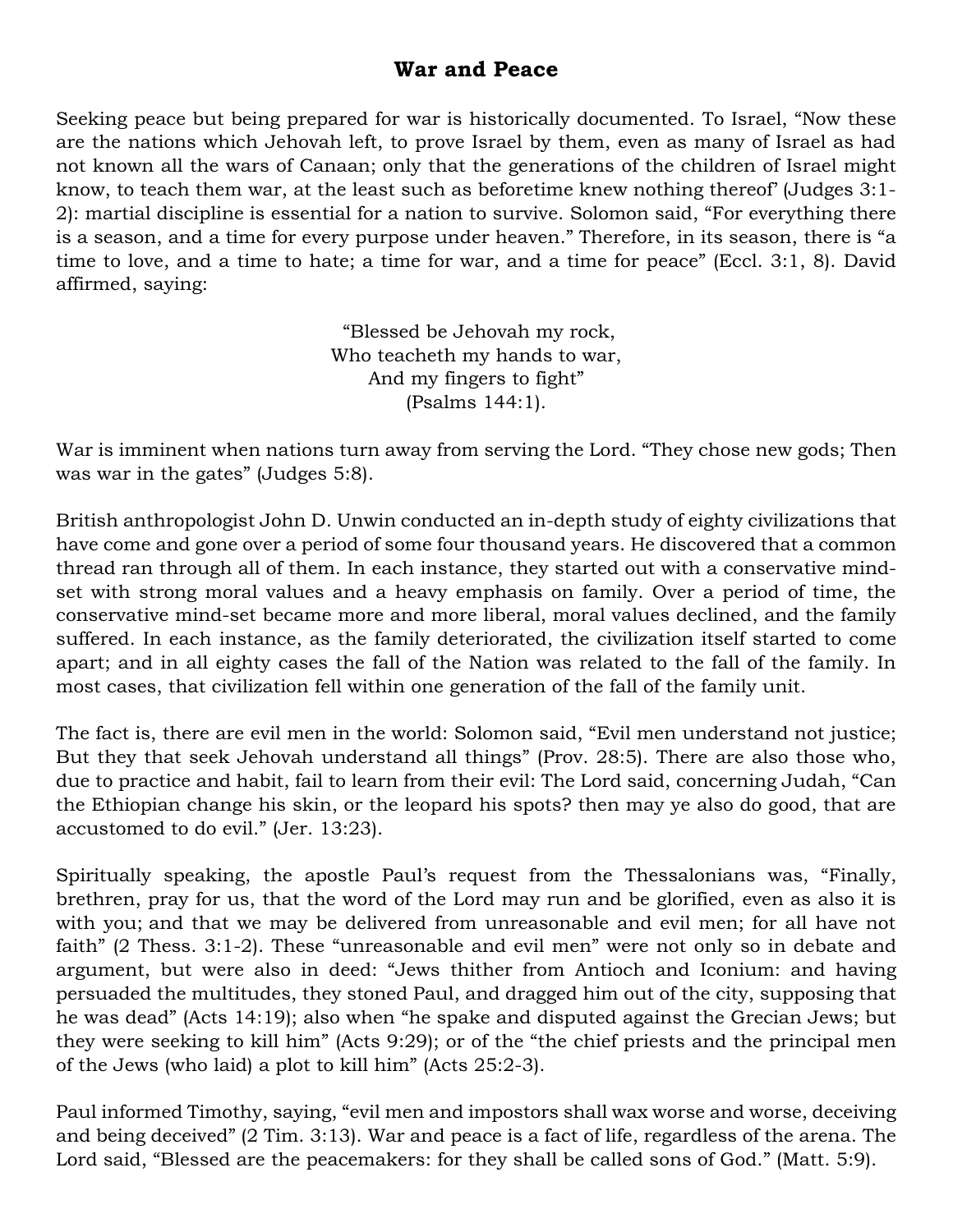# War and Peace

Seeking peace but being prepared for war is historically documented. To Israel, "Now these are the nations which Jehovah left, to prove Israel by them, even as many of Israel as had not known all the wars of Canaan; only that the generations of the children of Israel might know, to teach them war, at the least such as beforetime knew nothing thereof' (Judges 3:1-2): martial discipline is essential for a nation to survive. Solomon said, "For everything there is a season, and a time for every purpose under heaven." Therefore, in its season, there is "a time to love, and a time to hate; a time for war, and a time for peace" (Eccl. 3:1, 8). David affirmed, saying:

> "Blessed be Jehovah my rock,
> Who teacheth my hands to war,
> And my fingers to fight"
> (Psalms 144:1).

War is imminent when nations turn away from serving the Lord. "They chose new gods; Then was war in the gates" (Judges 5:8).

British anthropologist John D. Unwin conducted an in-depth study of eighty civilizations that have come and gone over a period of some four thousand years. He discovered that a common thread ran through all of them. In each instance, they started out with a conservative mind-set with strong moral values and a heavy emphasis on family. Over a period of time, the conservative mind-set became more and more liberal, moral values declined, and the family suffered. In each instance, as the family deteriorated, the civilization itself started to come apart; and in all eighty cases the fall of the Nation was related to the fall of the family. In most cases, that civilization fell within one generation of the fall of the family unit.

The fact is, there are evil men in the world: Solomon said, "Evil men understand not justice; But they that seek Jehovah understand all things" (Prov. 28:5). There are also those who, due to practice and habit, fail to learn from their evil: The Lord said, concerning Judah, "Can the Ethiopian change his skin, or the leopard his spots? then may ye also do good, that are accustomed to do evil." (Jer. 13:23).

Spiritually speaking, the apostle Paul's request from the Thessalonians was, "Finally, brethren, pray for us, that the word of the Lord may run and be glorified, even as also it is with you; and that we may be delivered from unreasonable and evil men; for all have not faith" (2 Thess. 3:1-2). These "unreasonable and evil men" were not only so in debate and argument, but were also in deed: "Jews thither from Antioch and Iconium: and having persuaded the multitudes, they stoned Paul, and dragged him out of the city, supposing that he was dead" (Acts 14:19); also when "he spake and disputed against the Grecian Jews; but they were seeking to kill him" (Acts 9:29); or of the "the chief priests and the principal men of the Jews (who laid) a plot to kill him" (Acts 25:2-3).

Paul informed Timothy, saying, "evil men and impostors shall wax worse and worse, deceiving and being deceived" (2 Tim. 3:13). War and peace is a fact of life, regardless of the arena. The Lord said, "Blessed are the peacemakers: for they shall be called sons of God." (Matt. 5:9).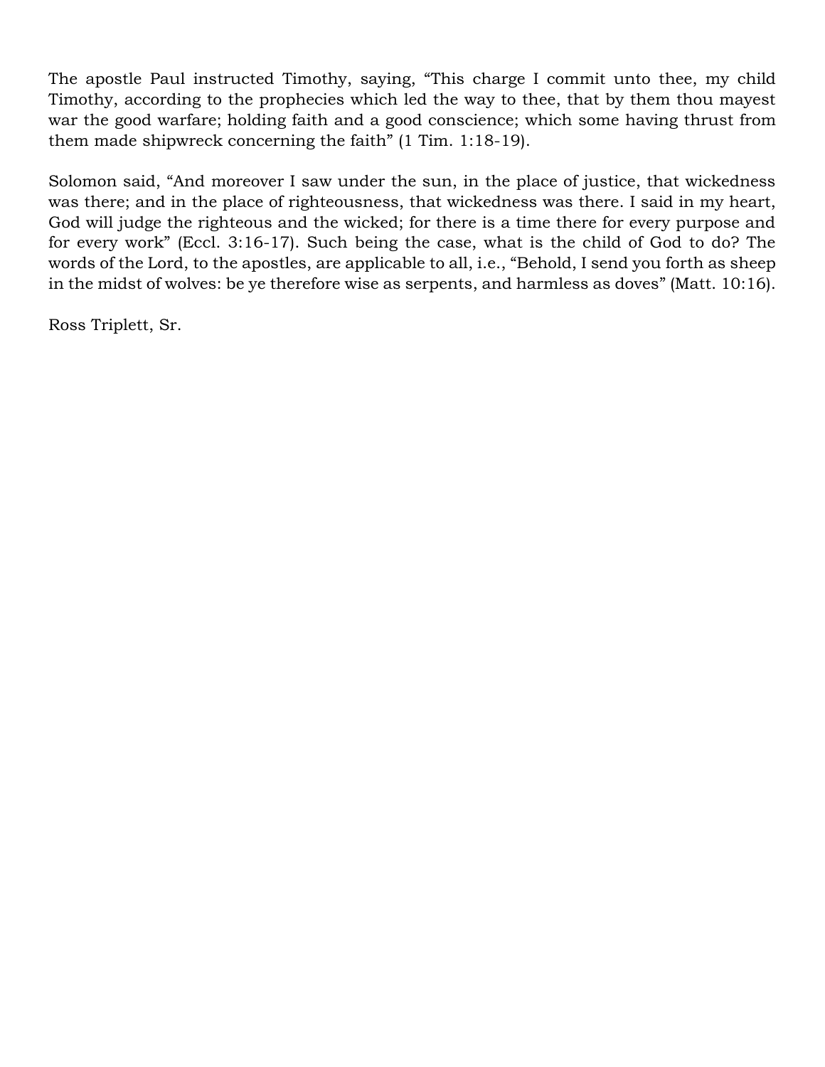The apostle Paul instructed Timothy, saying, "This charge I commit unto thee, my child Timothy, according to the prophecies which led the way to thee, that by them thou mayest war the good warfare; holding faith and a good conscience; which some having thrust from them made shipwreck concerning the faith" (1 Tim. 1:18-19).

Solomon said, "And moreover I saw under the sun, in the place of justice, that wickedness was there; and in the place of righteousness, that wickedness was there. I said in my heart, God will judge the righteous and the wicked; for there is a time there for every purpose and for every work" (Eccl. 3:16-17). Such being the case, what is the child of God to do? The words of the Lord, to the apostles, are applicable to all, i.e., "Behold, I send you forth as sheep in the midst of wolves: be ye therefore wise as serpents, and harmless as doves" (Matt. 10:16).

Ross Triplett, Sr.